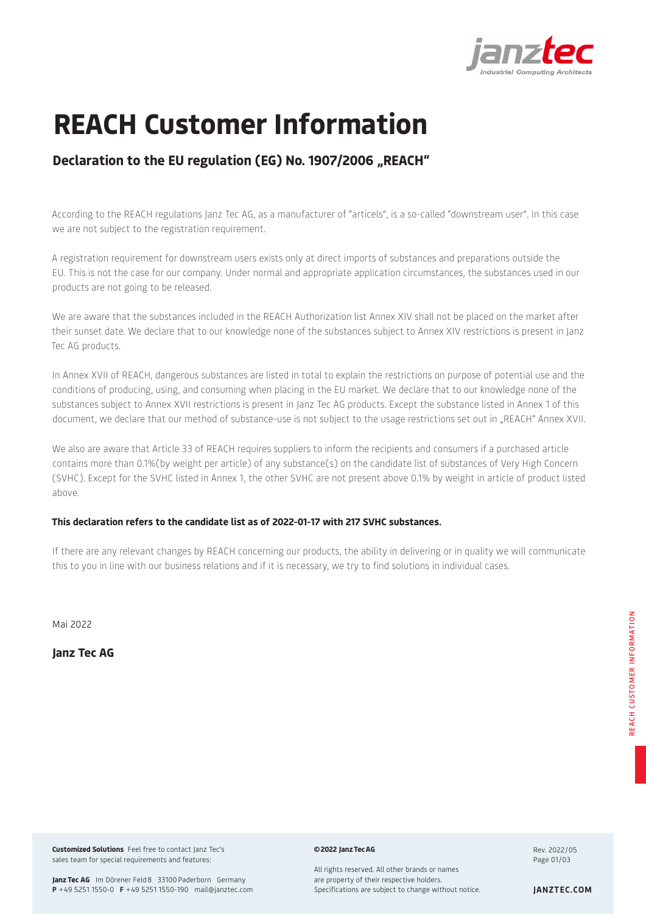# REACH Customer Information

## Declaration to the EU regulation (EG) No. 1907/2006 „REACH“

According to the REACH regulations Janz Tec AG, as a manufacturer of "articels", is a so-called "downstream user". In this case we are not subject to the registration requirement.

A registration requirement for downstream users exists only at direct imports of substances and preparations outside the EU. This is not the case for our company. Under normal and appropriate application circumstances, the substances used in our products are not going to be released.

We are aware that the substances included in the REACH Authorization list Annex XIV shall not be placed on the market after their sunset date. We declare that to our knowledge none of the substances subject to Annex XIV restrictions is present in Janz Tec AG products.

In Annex XVII of REACH, dangerous substances are listed in total to explain the restrictions on purpose of potential use and the conditions of producing, using, and consuming when placing in the EU market. We declare that to our knowledge none of the substances subject to Annex XVII restrictions is present in Janz Tec AG products. Except the substance listed in Annex 1 of this document, we declare that our method of substance-use is not subject to the usage restrictions set out in „REACH" Annex XVII.

We also are aware that Article 33 of REACH requires suppliers to inform the recipients and consumers if a purchased article contains more than 0.1%(by weight per article) of any substance(s) on the candidate list of substances of Very High Concern (SVHC). Except for the SVHC listed in Annex 1, the other SVHC are not present above 0.1% by weight in article of product listed above.

**This declaration refers to the candidate list as of 2022-01-17 with 217 SVHC substances.**

If there are any relevant changes by REACH concerning our products, the ability in delivering or in quality we will communicate this to you in line with our business relations and if it is necessary, we try to find solutions in individual cases.

Mai 2022

**Janz Tec AG**

**Customized Solutions** Feel free to contact Janz Tec's sales team for special requirements and features:

**Janz Tec AG** Im Dörener Feld 8 33100 Paderborn Germany
**P** +49 5251 1550-0 **F** +49 5251 1550-190 mail@janztec.com

**© 2022 Janz Tec AG**

All rights reserved. All other brands or names are property of their respective holders. Specifications are subject to change without notice.

Rev. 2022/05

JANZTEC.COM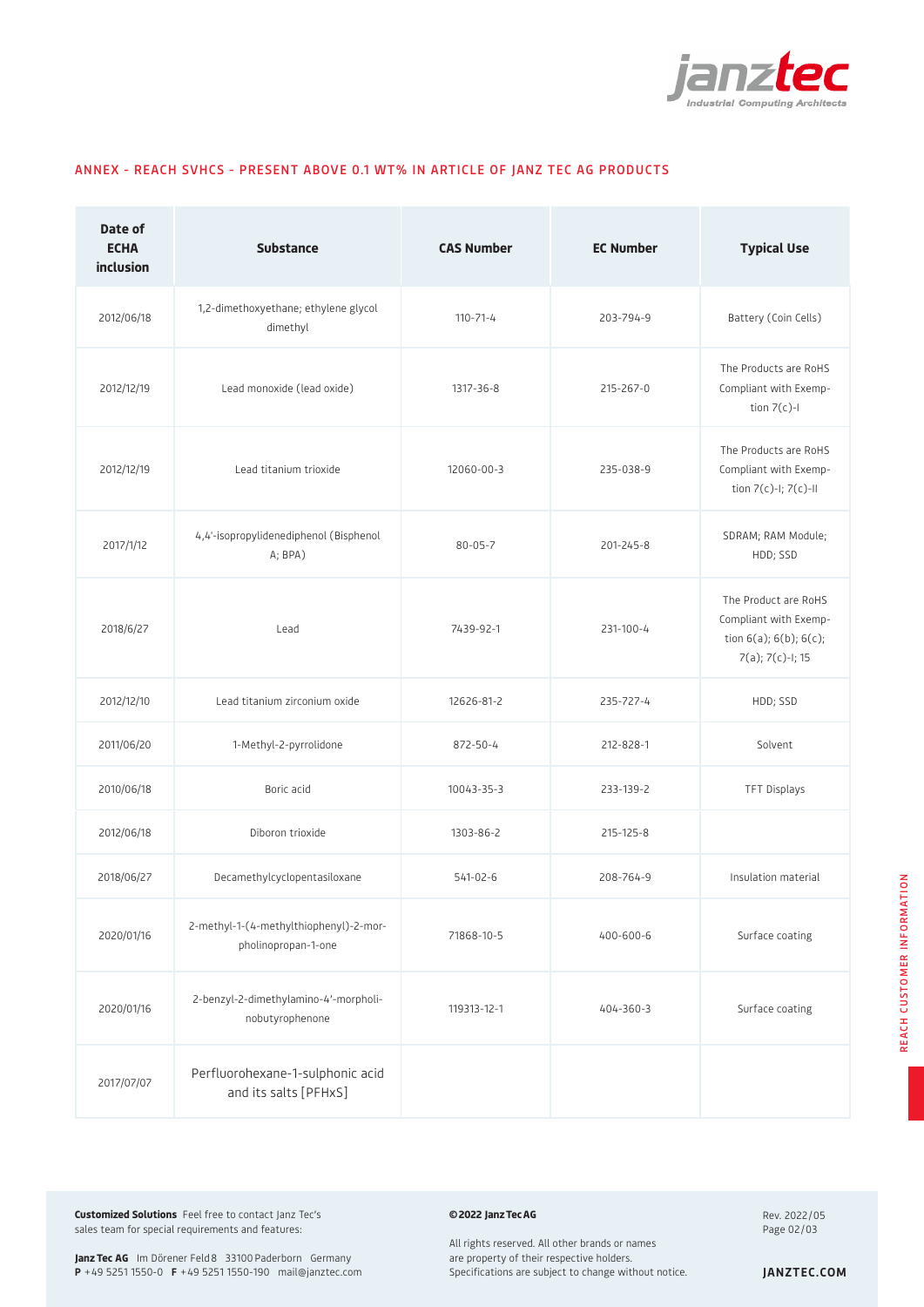## ANNEX - REACH SVHCS - PRESENT ABOVE 0.1 WT% IN ARTICLE OF JANZ TEC AG PRODUCTS

| Date of ECHA inclusion | Substance | CAS Number | EC Number | Typical Use |
|---|---|---|---|---|
| 2012/06/18 | 1,2-dimethoxyethane; ethylene glycol dimethyl | 110-71-4 | 203-794-9 | Battery (Coin Cells) |
| 2012/12/19 | Lead monoxide (lead oxide) | 1317-36-8 | 215-267-0 | The Products are RoHS Compliant with Exemption 7(c)-I |
| 2012/12/19 | Lead titanium trioxide | 12060-00-3 | 235-038-9 | The Products are RoHS Compliant with Exemption 7(c)-I; 7(c)-II |
| 2017/1/12 | 4,4'-isopropylidenediphenol (Bisphenol A; BPA) | 80-05-7 | 201-245-8 | SDRAM; RAM Module; HDD; SSD |
| 2018/6/27 | Lead | 7439-92-1 | 231-100-4 | The Product are RoHS Compliant with Exemption 6(a); 6(b); 6(c); 7(a); 7(c)-I; 15 |
| 2012/12/10 | Lead titanium zirconium oxide | 12626-81-2 | 235-727-4 | HDD; SSD |
| 2011/06/20 | 1-Methyl-2-pyrrolidone | 872-50-4 | 212-828-1 | Solvent |
| 2010/06/18 | Boric acid | 10043-35-3 | 233-139-2 | TFT Displays |
| 2012/06/18 | Diboron trioxide | 1303-86-2 | 215-125-8 | |
| 2018/06/27 | Decamethylcyclopentasiloxane | 541-02-6 | 208-764-9 | Insulation material |
| 2020/01/16 | 2-methyl-1-(4-methylthiophenyl)-2-morpholinopropan-1-one | 71868-10-5 | 400-600-6 | Surface coating |
| 2020/01/16 | 2-benzyl-2-dimethylamino-4'-morpholinobutyrophenone | 119313-12-1 | 404-360-3 | Surface coating |
| 2017/07/07 | Perfluorohexane-1-sulphonic acid and its salts [PFHxS] | | | |

**Customized Solutions** Feel free to contact Janz Tec's sales team for special requirements and features:

**Janz Tec AG** Im Dörener Feld 8 33100 Paderborn Germany
**P** +49 5251 1550-0 **F** +49 5251 1550-190 mail@janztec.com

**© 2022 Janz Tec AG**

All rights reserved. All other brands or names are property of their respective holders. Specifications are subject to change without notice.

Rev. 2022/05

**JANZTEC.COM**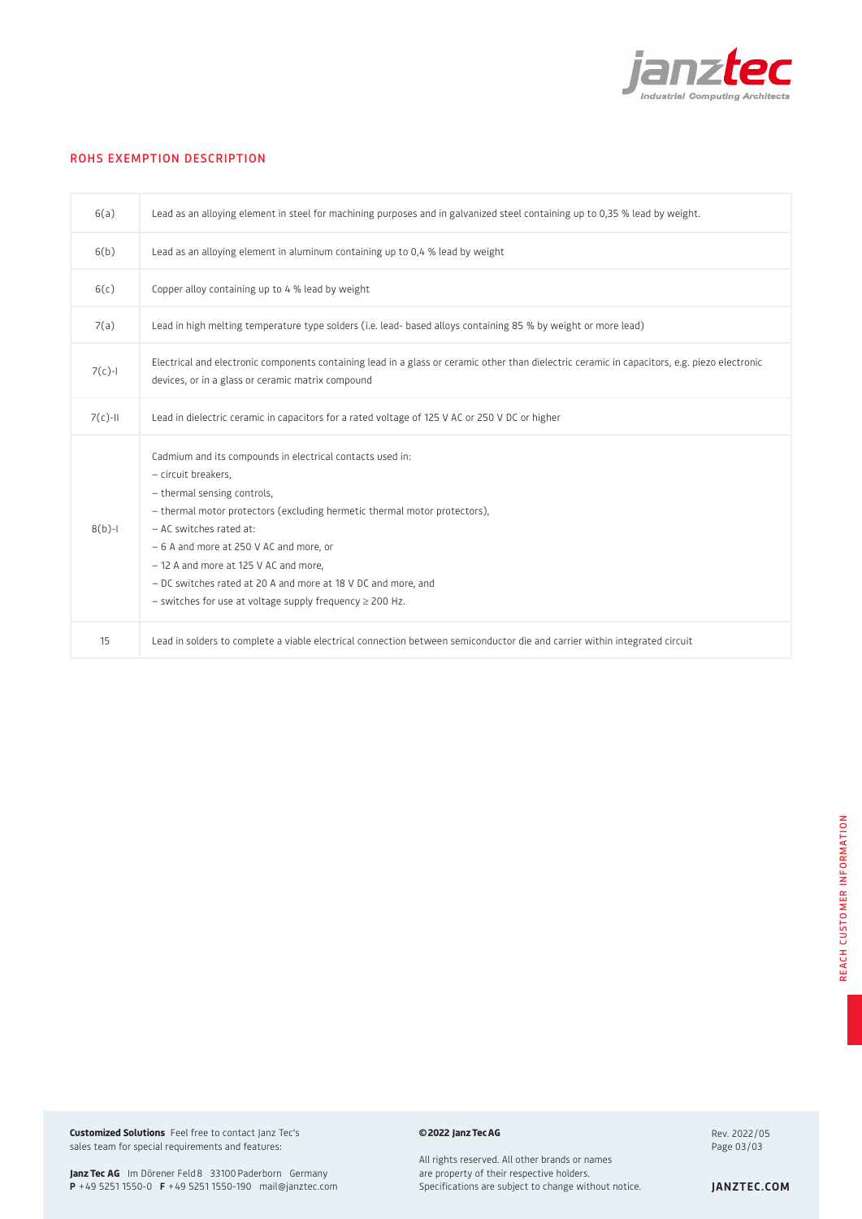## ROHS EXEMPTION DESCRIPTION

| | |
|---|---|
| 6(a) | Lead as an alloying element in steel for machining purposes and in galvanized steel containing up to 0,35 % lead by weight. |
| 6(b) | Lead as an alloying element in aluminum containing up to 0,4 % lead by weight |
| 6(c) | Copper alloy containing up to 4 % lead by weight |
| 7(a) | Lead in high melting temperature type solders (i.e. lead- based alloys containing 85 % by weight or more lead) |
| 7(c)-I | Electrical and electronic components containing lead in a glass or ceramic other than dielectric ceramic in capacitors, e.g. piezo electronic devices, or in a glass or ceramic matrix compound |
| 7(c)-II | Lead in dielectric ceramic in capacitors for a rated voltage of 125 V AC or 250 V DC or higher |
| 8(b)-I | Cadmium and its compounds in electrical contacts used in:<br>– circuit breakers,<br>– thermal sensing controls,<br>– thermal motor protectors (excluding hermetic thermal motor protectors),<br>– AC switches rated at:<br>– 6 A and more at 250 V AC and more, or<br>– 12 A and more at 125 V AC and more,<br>– DC switches rated at 20 A and more at 18 V DC and more, and<br>– switches for use at voltage supply frequency ≥ 200 Hz. |
| 15 | Lead in solders to complete a viable electrical connection between semiconductor die and carrier within integrated circuit |

**Customized Solutions** Feel free to contact Janz Tec's sales team for special requirements and features:

**Janz Tec AG** Im Dörener Feld 8 33100 Paderborn Germany
**P** +49 5251 1550-0 **F** +49 5251 1550-190 mail@janztec.com

**© 2022 Janz Tec AG**

All rights reserved. All other brands or names are property of their respective holders. Specifications are subject to change without notice.

Rev. 2022/05

JANZTEC.COM